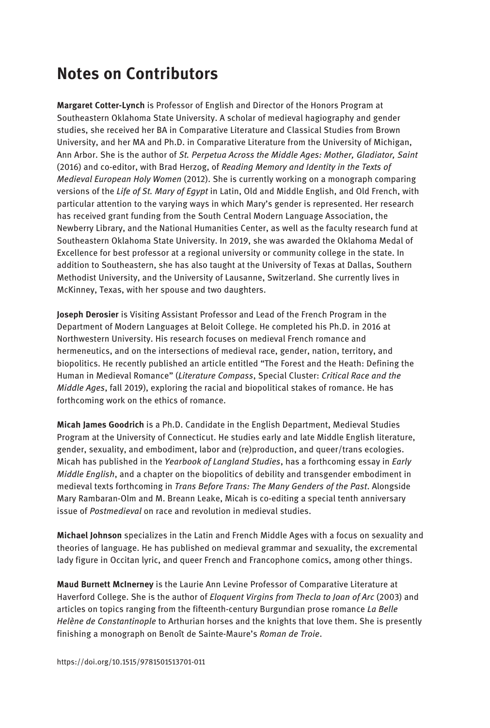# Notes on Contributors

**Margaret Cotter-Lynch** is Professor of English and Director of the Honors Program at Southeastern Oklahoma State University. A scholar of medieval hagiography and gender studies, she received her BA in Comparative Literature and Classical Studies from Brown University, and her MA and Ph.D. in Comparative Literature from the University of Michigan, Ann Arbor. She is the author of *St. Perpetua Across the Middle Ages: Mother, Gladiator, Saint* (2016) and co-editor, with Brad Herzog, of *Reading Memory and Identity in the Texts of Medieval European Holy Women* (2012). She is currently working on a monograph comparing versions of the *Life of St. Mary of Egypt* in Latin, Old and Middle English, and Old French, with particular attention to the varying ways in which Mary's gender is represented. Her research has received grant funding from the South Central Modern Language Association, the Newberry Library, and the National Humanities Center, as well as the faculty research fund at Southeastern Oklahoma State University. In 2019, she was awarded the Oklahoma Medal of Excellence for best professor at a regional university or community college in the state. In addition to Southeastern, she has also taught at the University of Texas at Dallas, Southern Methodist University, and the University of Lausanne, Switzerland. She currently lives in McKinney, Texas, with her spouse and two daughters.

**Joseph Derosier** is Visiting Assistant Professor and Lead of the French Program in the Department of Modern Languages at Beloit College. He completed his Ph.D. in 2016 at Northwestern University. His research focuses on medieval French romance and hermeneutics, and on the intersections of medieval race, gender, nation, territory, and biopolitics. He recently published an article entitled "The Forest and the Heath: Defining the Human in Medieval Romance" (*Literature Compass*, Special Cluster: *Critical Race and the Middle Ages*, fall 2019), exploring the racial and biopolitical stakes of romance. He has forthcoming work on the ethics of romance.

**Micah James Goodrich** is a Ph.D. Candidate in the English Department, Medieval Studies Program at the University of Connecticut. He studies early and late Middle English literature, gender, sexuality, and embodiment, labor and (re)production, and queer/trans ecologies. Micah has published in the *Yearbook of Langland Studies*, has a forthcoming essay in *Early Middle English*, and a chapter on the biopolitics of debility and transgender embodiment in medieval texts forthcoming in *Trans Before Trans: The Many Genders of the Past*. Alongside Mary Rambaran-Olm and M. Breann Leake, Micah is co-editing a special tenth anniversary issue of *Postmedieval* on race and revolution in medieval studies.

**Michael Johnson** specializes in the Latin and French Middle Ages with a focus on sexuality and theories of language. He has published on medieval grammar and sexuality, the excremental lady figure in Occitan lyric, and queer French and Francophone comics, among other things.

**Maud Burnett McInerney** is the Laurie Ann Levine Professor of Comparative Literature at Haverford College. She is the author of *Eloquent Virgins from Thecla to Joan of Arc* (2003) and articles on topics ranging from the fifteenth-century Burgundian prose romance *La Belle Helène de Constantinople* to Arthurian horses and the knights that love them. She is presently finishing a monograph on Benoît de Sainte-Maure's *Roman de Troie*.

https://doi.org/10.1515/9781501513701-011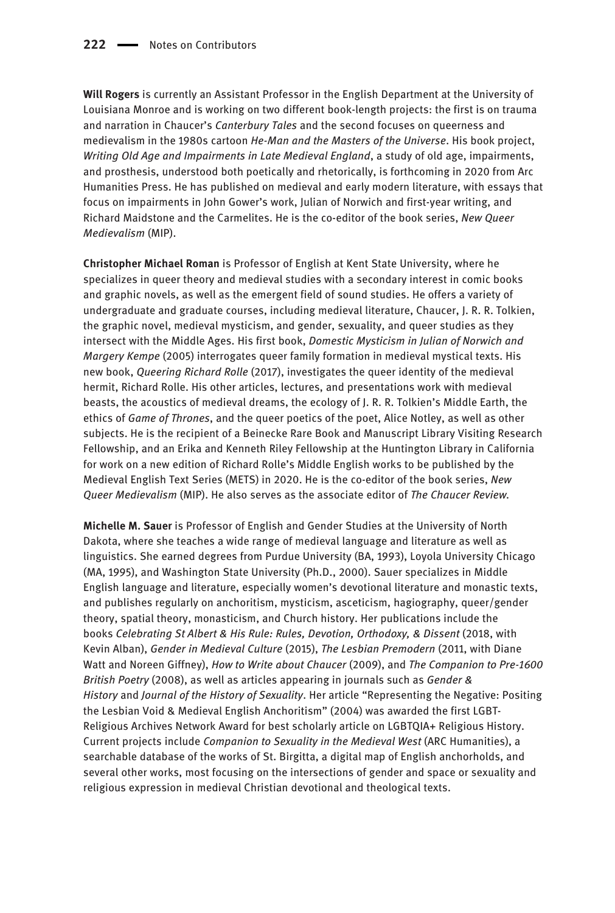**Will Rogers** is currently an Assistant Professor in the English Department at the University of Louisiana Monroe and is working on two different book-length projects: the first is on trauma and narration in Chaucer's *Canterbury Tales* and the second focuses on queerness and medievalism in the 1980s cartoon *He-Man and the Masters of the Universe*. His book project, *Writing Old Age and Impairments in Late Medieval England*, a study of old age, impairments, and prosthesis, understood both poetically and rhetorically, is forthcoming in 2020 from Arc Humanities Press. He has published on medieval and early modern literature, with essays that focus on impairments in John Gower's work, Julian of Norwich and first-year writing, and Richard Maidstone and the Carmelites. He is the co-editor of the book series, *New Queer Medievalism* (MIP).

**Christopher Michael Roman** is Professor of English at Kent State University, where he specializes in queer theory and medieval studies with a secondary interest in comic books and graphic novels, as well as the emergent field of sound studies. He offers a variety of undergraduate and graduate courses, including medieval literature, Chaucer, J. R. R. Tolkien, the graphic novel, medieval mysticism, and gender, sexuality, and queer studies as they intersect with the Middle Ages. His first book, *Domestic Mysticism in Julian of Norwich and Margery Kempe* (2005) interrogates queer family formation in medieval mystical texts. His new book, *Queering Richard Rolle* (2017), investigates the queer identity of the medieval hermit, Richard Rolle. His other articles, lectures, and presentations work with medieval beasts, the acoustics of medieval dreams, the ecology of J. R. R. Tolkien's Middle Earth, the ethics of *Game of Thrones*, and the queer poetics of the poet, Alice Notley, as well as other subjects. He is the recipient of a Beinecke Rare Book and Manuscript Library Visiting Research Fellowship, and an Erika and Kenneth Riley Fellowship at the Huntington Library in California for work on a new edition of Richard Rolle's Middle English works to be published by the Medieval English Text Series (METS) in 2020. He is the co-editor of the book series, *New Queer Medievalism* (MIP). He also serves as the associate editor of *The Chaucer Review*.

**Michelle M. Sauer** is Professor of English and Gender Studies at the University of North Dakota, where she teaches a wide range of medieval language and literature as well as linguistics. She earned degrees from Purdue University (BA, 1993), Loyola University Chicago (MA, 1995), and Washington State University (Ph.D., 2000). Sauer specializes in Middle English language and literature, especially women's devotional literature and monastic texts, and publishes regularly on anchoritism, mysticism, asceticism, hagiography, queer/gender theory, spatial theory, monasticism, and Church history. Her publications include the books *Celebrating St Albert & His Rule: Rules, Devotion, Orthodoxy, & Dissent* (2018, with Kevin Alban), *Gender in Medieval Culture* (2015), *The Lesbian Premodern* (2011, with Diane Watt and Noreen Giffney), *How to Write about Chaucer* (2009), and *The Companion to Pre-1600 British Poetry* (2008), as well as articles appearing in journals such as *Gender & History* and *Journal of the History of Sexuality*. Her article "Representing the Negative: Positing the Lesbian Void & Medieval English Anchoritism" (2004) was awarded the first LGBT-Religious Archives Network Award for best scholarly article on LGBTQIA+ Religious History. Current projects include *Companion to Sexuality in the Medieval West* (ARC Humanities), a searchable database of the works of St. Birgitta, a digital map of English anchorholds, and several other works, most focusing on the intersections of gender and space or sexuality and religious expression in medieval Christian devotional and theological texts.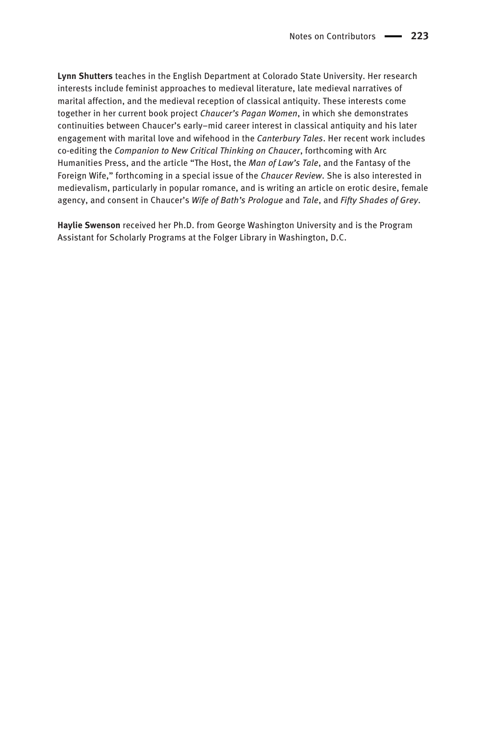**Lynn Shutters** teaches in the English Department at Colorado State University. Her research interests include feminist approaches to medieval literature, late medieval narratives of marital affection, and the medieval reception of classical antiquity. These interests come together in her current book project *Chaucer's Pagan Women*, in which she demonstrates continuities between Chaucer's early–mid career interest in classical antiquity and his later engagement with marital love and wifehood in the *Canterbury Tales*. Her recent work includes co-editing the *Companion to New Critical Thinking on Chaucer*, forthcoming with Arc Humanities Press, and the article "The Host, the *Man of Law's Tale*, and the Fantasy of the Foreign Wife," forthcoming in a special issue of the *Chaucer Review*. She is also interested in medievalism, particularly in popular romance, and is writing an article on erotic desire, female agency, and consent in Chaucer's *Wife of Bath's Prologue* and *Tale*, and *Fifty Shades of Grey*.

**Haylie Swenson** received her Ph.D. from George Washington University and is the Program Assistant for Scholarly Programs at the Folger Library in Washington, D.C.